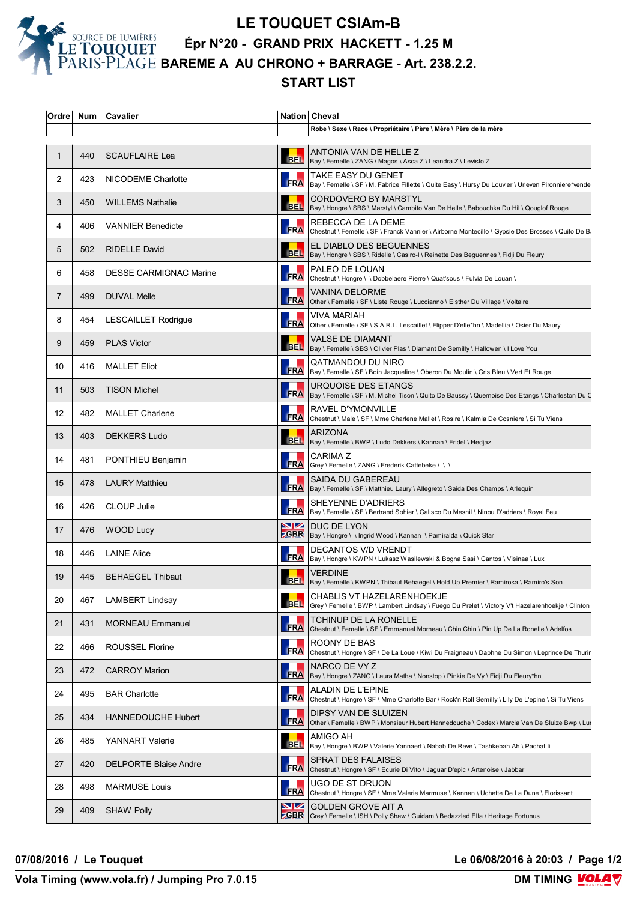# LE TOUQUET CSIAm-B

## Épr N°20 - GRAND PRIX HACKETT - 1.25 M

## BAREME A AU CHRONO + BARRAGE - Art. 238.2.2.

## START LIST

| Ordre | Num | Cavalier | Nation | Cheval / Robe \ Sexe \ Race \ Propriétaire \ Père \ Mère \ Père de la mère |
|---|---|---|---|---|
| 1 | 440 | SCAUFLAIRE Lea | BEL | ANTONIA VAN DE HELLE Z<br>Bay \ Femelle \ ZANG \ Magos \ Asca Z \ Leandra Z \ Levisto Z |
| 2 | 423 | NICODEME Charlotte | FRA | TAKE EASY DU GENET<br>Bay \ Femelle \ SF \ M. Fabrice Fillette \ Quite Easy \ Hursy Du Louvier \ Urleven Pironniere*vende |
| 3 | 450 | WILLEMS Nathalie | BEL | CORDOVERO BY MARSTYL<br>Bay \ Hongre \ SBS \ Marstyl \ Cambito Van De Helle \ Babouchka Du Hil \ Qouglof Rouge |
| 4 | 406 | VANNIER Benedicte | FRA | REBECCA DE LA DEME<br>Chestnut \ Femelle \ SF \ Franck Vannier \ Airborne Montecillo \ Gypsie Des Brosses \ Quito De B |
| 5 | 502 | RIDELLE David | BEL | EL DIABLO DES BEGUENNES<br>Bay \ Hongre \ SBS \ Ridelle \ Casiro-I \ Reinette Des Beguennes \ Fidji Du Fleury |
| 6 | 458 | DESSE CARMIGNAC Marine | FRA | PALEO DE LOUAN<br>Chestnut \ Hongre \ \ Dobbelaere Pierre \ Quat'sous \ Fulvia De Louan \ |
| 7 | 499 | DUVAL Melle | FRA | VANINA DELORME<br>Other \ Femelle \ SF \ Liste Rouge \ Luccianno \ Eisther Du Village \ Voltaire |
| 8 | 454 | LESCAILLET Rodrigue | FRA | VIVA MARIAH<br>Other \ Femelle \ SF \ S.A.R.L. Lescaillet \ Flipper D'elle*hn \ Madellia \ Osier Du Maury |
| 9 | 459 | PLAS Victor | BEL | VALSE DE DIAMANT<br>Bay \ Femelle \ SBS \ Olivier Plas \ Diamant De Semilly \ Hallowen \ I Love You |
| 10 | 416 | MALLET Eliot | FRA | QATMANDOU DU NIRO<br>Bay \ Femelle \ SF \ Boin Jacqueline \ Oberon Du Moulin \ Gris Bleu \ Vert Et Rouge |
| 11 | 503 | TISON Michel | FRA | URQUOISE DES ETANGS<br>Bay \ Femelle \ SF \ M. Michel Tison \ Quito De Baussy \ Quernoise Des Etangs \ Charleston Du C |
| 12 | 482 | MALLET Charlene | FRA | RAVEL D'YMONVILLE<br>Chestnut \ Male \ SF \ Mme Charlene Mallet \ Rosire \ Kalmia De Cosniere \ Si Tu Viens |
| 13 | 403 | DEKKERS Ludo | BEL | ARIZONA<br>Bay \ Femelle \ BWP \ Ludo Dekkers \ Kannan \ Fridel \ Hedjaz |
| 14 | 481 | PONTHIEU Benjamin | FRA | CARIMA Z<br>Grey \ Femelle \ ZANG \ Frederik Cattebeke \ \ \ |
| 15 | 478 | LAURY Matthieu | FRA | SAIDA DU GABEREAU<br>Bay \ Femelle \ SF \ Matthieu Laury \ Allegreto \ Saida Des Champs \ Arlequin |
| 16 | 426 | CLOUP Julie | FRA | SHEYENNE D'ADRIERS<br>Bay \ Femelle \ SF \ Bertrand Sohier \ Galisco Du Mesnil \ Ninou D'adriers \ Royal Feu |
| 17 | 476 | WOOD Lucy | GBR | DUC DE LYON<br>Bay \ Hongre \ \ Ingrid Wood \ Kannan \ Pamiralda \ Quick Star |
| 18 | 446 | LAINE Alice | FRA | DECANTOS V/D VRENDT<br>Bay \ Hongre \ KWPN \ Lukasz Wasilewski & Bogna Sasi \ Cantos \ Visinaa \ Lux |
| 19 | 445 | BEHAEGEL Thibaut | BEL | VERDINE<br>Bay \ Femelle \ KWPN \ Thibaut Behaegel \ Hold Up Premier \ Ramirosa \ Ramiro's Son |
| 20 | 467 | LAMBERT Lindsay | BEL | CHABLIS VT HAZELARENHOEKJE<br>Grey \ Femelle \ BWP \ Lambert Lindsay \ Fuego Du Prelet \ Victory V't Hazelarenhoekje \ Clinton |
| 21 | 431 | MORNEAU Emmanuel | FRA | TCHINUP DE LA RONELLE<br>Chestnut \ Femelle \ SF \ Emmanuel Morneau \ Chin Chin \ Pin Up De La Ronelle \ Adelfos |
| 22 | 466 | ROUSSEL Florine | FRA | ROONY DE BAS<br>Chestnut \ Hongre \ SF \ De La Loue \ Kiwi Du Fraigneau \ Daphne Du Simon \ Leprince De Thurir |
| 23 | 472 | CARROY Marion | FRA | NARCO DE VY Z<br>Bay \ Hongre \ ZANG \ Laura Matha \ Nonstop \ Pinkie De Vy \ Fidji Du Fleury*hn |
| 24 | 495 | BAR Charlotte | FRA | ALADIN DE L'EPINE<br>Chestnut \ Hongre \ SF \ Mme Charlotte Bar \ Rock'n Roll Semilly \ Lily De L'epine \ Si Tu Viens |
| 25 | 434 | HANNEDOUCHE Hubert | FRA | DIPSY VAN DE SLUIZEN<br>Other \ Femelle \ BWP \ Monsieur Hubert Hannedouche \ Codex \ Marcia Van De Sluize Bwp \ Lu |
| 26 | 485 | YANNART Valerie | BEL | AMIGO AH<br>Bay \ Hongre \ BWP \ Valerie Yannaert \ Nabab De Reve \ Tashkebah Ah \ Pachat Ii |
| 27 | 420 | DELPORTE Blaise Andre | FRA | SPRAT DES FALAISES<br>Chestnut \ Hongre \ SF \ Ecurie Di Vito \ Jaguar D'epic \ Artenoise \ Jabbar |
| 28 | 498 | MARMUSE Louis | FRA | UGO DE ST DRUON<br>Chestnut \ Hongre \ SF \ Mme Valerie Marmuse \ Kannan \ Uchette De La Dune \ Florissant |
| 29 | 409 | SHAW Polly | GBR | GOLDEN GROVE AIT A<br>Grey \ Femelle \ ISH \ Polly Shaw \ Guidam \ Bedazzled Ella \ Heritage Fortunus |

07/08/2016 / Le Touquet

Le 06/08/2016 à 20:03

Vola Timing (www.vola.fr) / Jumping Pro 7.0.15

DM TIMING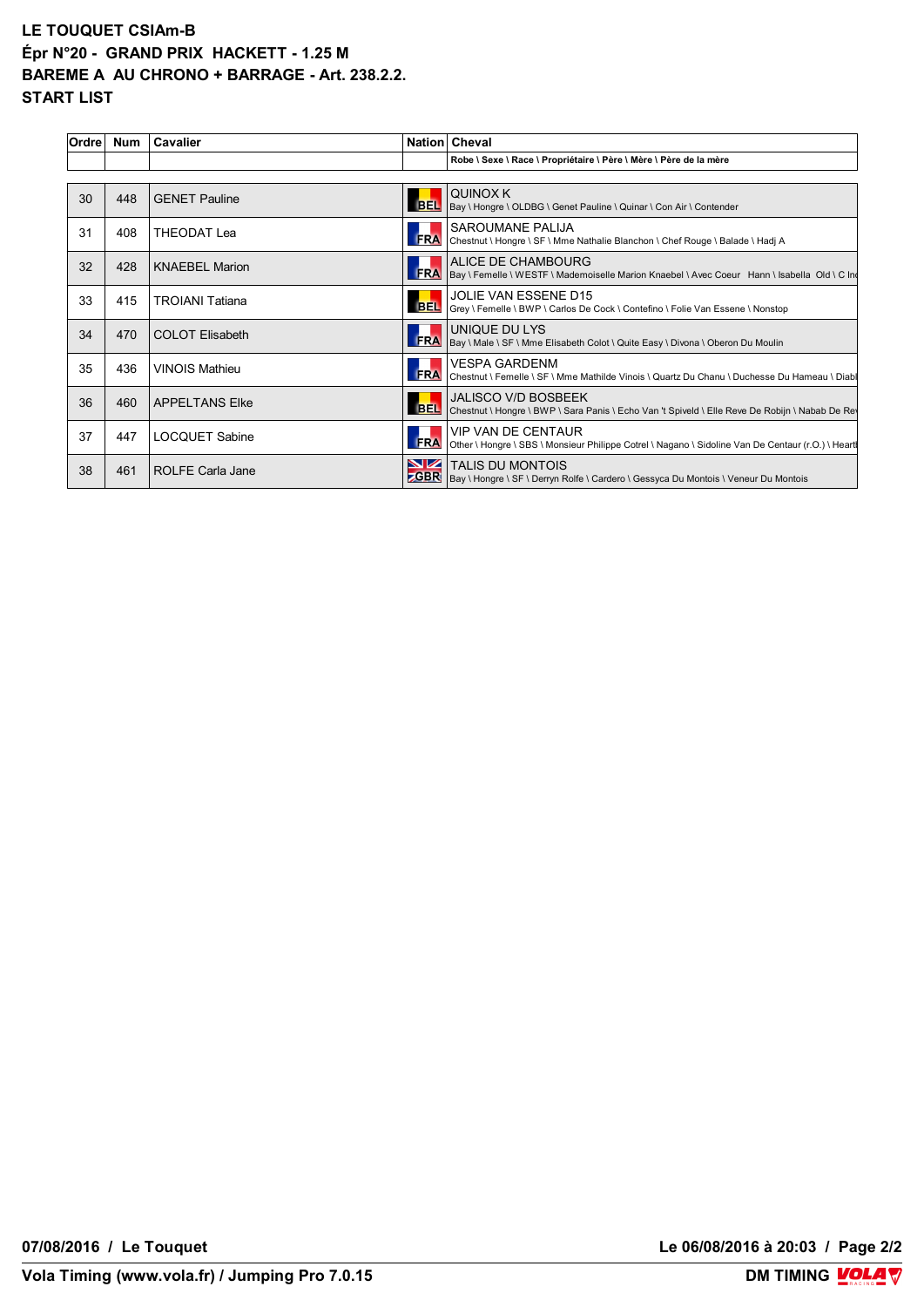**LE TOUQUET CSIAm-B**
**Épr N°20 - GRAND PRIX HACKETT - 1.25 M**
**BAREME A AU CHRONO + BARRAGE - Art. 238.2.2.**
**START LIST**

| Ordre | Num | Cavalier | Nation | Cheval |
|---|---|---|---|---|
| | | | | Robe \ Sexe \ Race \ Propriétaire \ Père \ Mère \ Père de la mère |
| 30 | 448 | GENET Pauline | BEL | QUINOX K<br>Bay \ Hongre \ OLDBG \ Genet Pauline \ Quinar \ Con Air \ Contender |
| 31 | 408 | THEODAT Lea | FRA | SAROUMANE PALIJA<br>Chestnut \ Hongre \ SF \ Mme Nathalie Blanchon \ Chef Rouge \ Balade \ Hadj A |
| 32 | 428 | KNAEBEL Marion | FRA | ALICE DE CHAMBOURG<br>Bay \ Femelle \ WESTF \ Mademoiselle Marion Knaebel \ Avec Coeur Hann \ Isabella Old \ C In |
| 33 | 415 | TROIANI Tatiana | BEL | JOLIE VAN ESSENE D15<br>Grey \ Femelle \ BWP \ Carlos De Cock \ Contefino \ Folie Van Essene \ Nonstop |
| 34 | 470 | COLOT Elisabeth | FRA | UNIQUE DU LYS<br>Bay \ Male \ SF \ Mme Elisabeth Colot \ Quite Easy \ Divona \ Oberon Du Moulin |
| 35 | 436 | VINOIS Mathieu | FRA | VESPA GARDENM<br>Chestnut \ Femelle \ SF \ Mme Mathilde Vinois \ Quartz Du Chanu \ Duchesse Du Hameau \ Diabl |
| 36 | 460 | APPELTANS Elke | BEL | JALISCO V/D BOSBEEK<br>Chestnut \ Hongre \ BWP \ Sara Panis \ Echo Van 't Spiveld \ Elle Reve De Robijn \ Nabab De Rev |
| 37 | 447 | LOCQUET Sabine | FRA | VIP VAN DE CENTAUR<br>Other \ Hongre \ SBS \ Monsieur Philippe Cotrel \ Nagano \ Sidoline Van De Centaur (r.O.) \ Heartl |
| 38 | 461 | ROLFE Carla Jane | GBR | TALIS DU MONTOIS<br>Bay \ Hongre \ SF \ Derryn Rolfe \ Cardero \ Gessyca Du Montois \ Veneur Du Montois |

**07/08/2016 / Le Touquet** **Le 06/08/2016 à 20:03**

**Vola Timing (www.vola.fr) / Jumping Pro 7.0.15** **DM TIMING**